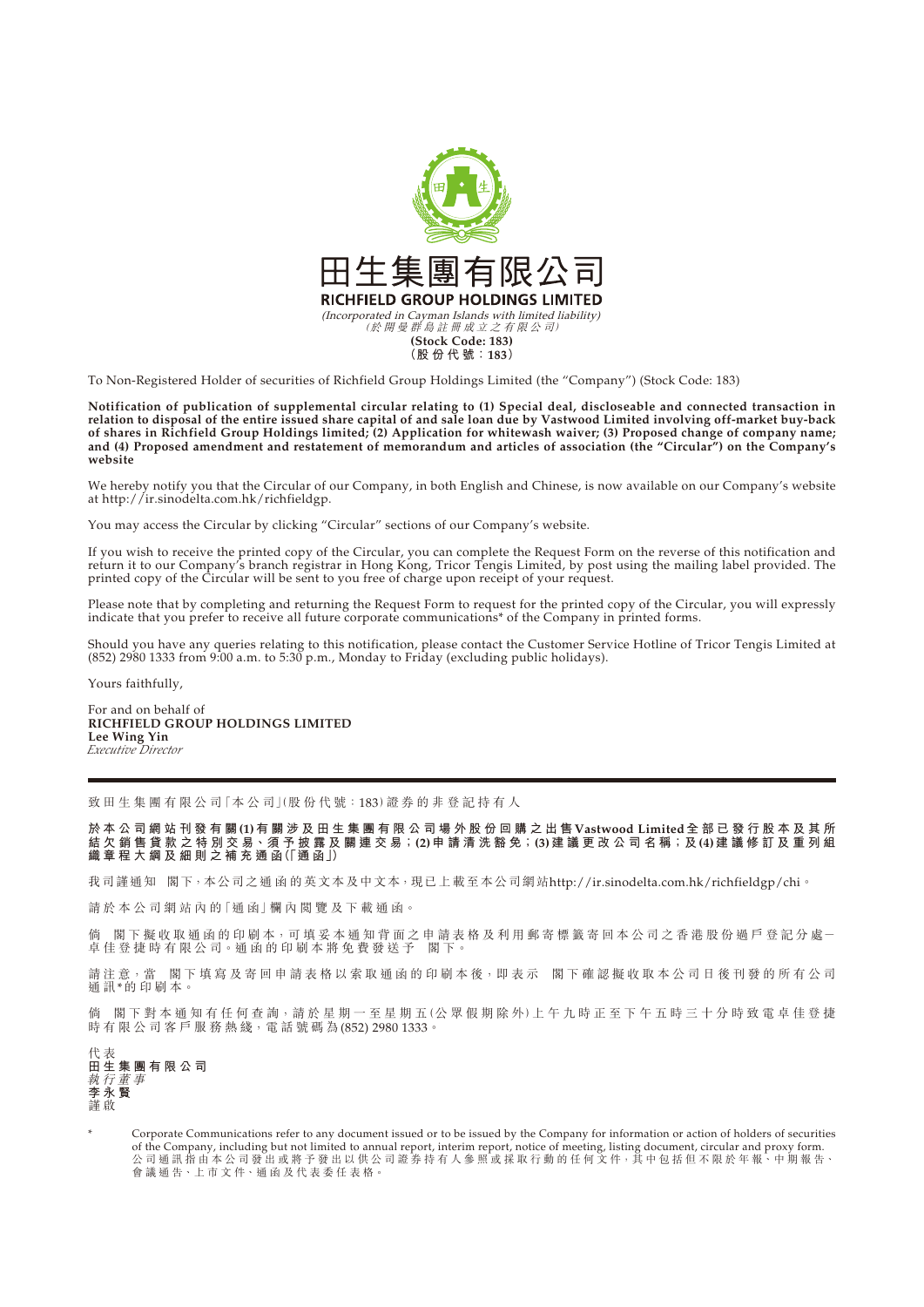# 田生集團有限公司
## RICHFIELD GROUP HOLDINGS LIMITED

*(Incorporated in Cayman Islands with limited liability)*
*(於開曼群島註冊成立之有限公司)*

**(Stock Code: 183)**
**(股份代號：183)**

To Non-Registered Holder of securities of Richfield Group Holdings Limited (the "Company") (Stock Code: 183)

**Notification of publication of supplemental circular relating to (1) Special deal, discloseable and connected transaction in relation to disposal of the entire issued share capital of and sale loan due by Vastwood Limited involving off-market buy-back of shares in Richfield Group Holdings limited; (2) Application for whitewash waiver; (3) Proposed change of company name; and (4) Proposed amendment and restatement of memorandum and articles of association (the "Circular") on the Company's website**

We hereby notify you that the Circular of our Company, in both English and Chinese, is now available on our Company's website at http://ir.sinodelta.com.hk/richfieldgp.

You may access the Circular by clicking "Circular" sections of our Company's website.

If you wish to receive the printed copy of the Circular, you can complete the Request Form on the reverse of this notification and return it to our Company's branch registrar in Hong Kong, Tricor Tengis Limited, by post using the mailing label provided. The printed copy of the Circular will be sent to you free of charge upon receipt of your request.

Please note that by completing and returning the Request Form to request for the printed copy of the Circular, you will expressly indicate that you prefer to receive all future corporate communications* of the Company in printed forms.

Should you have any queries relating to this notification, please contact the Customer Service Hotline of Tricor Tengis Limited at (852) 2980 1333 from 9:00 a.m. to 5:30 p.m., Monday to Friday (excluding public holidays).

Yours faithfully,

For and on behalf of
**RICHFIELD GROUP HOLDINGS LIMITED**
**Lee Wing Yin**
*Executive Director*

---

致田生集團有限公司「本公司」(股份代號：183)證券的非登記持有人

**於本公司網站刊發有關(1)有關涉及田生集團有限公司場外股份回購之出售Vastwood Limited全部已發行股本及其所結欠銷售貸款之特別交易、須予披露及關連交易；(2)申請清洗豁免；(3)建議更改公司名稱；及(4)建議修訂及重列組織章程大綱及細則之補充通函(「通函」)**

我司謹通知　閣下，本公司之通函的英文本及中文本，現已上載至本公司網站http://ir.sinodelta.com.hk/richfieldgp/chi。

請於本公司網站內的「通函」欄內閱覽及下載通函。

倘　閣下擬收取通函的印刷本，可填妥本通知背面之申請表格及利用郵寄標籤寄回本公司之香港股份過戶登記分處－卓佳登捷時有限公司。通函的印刷本將免費發送予　閣下。

請注意，當　閣下填寫及寄回申請表格以索取通函的印刷本後，即表示　閣下確認擬收取本公司日後刊發的所有公司通訊*的印刷本。

倘　閣下對本通知有任何查詢，請於星期一至星期五(公眾假期除外)上午九時正至下午五時三十分時致電卓佳登捷時有限公司客戶服務熱綫，電話號碼為(852) 2980 1333。

代表
**田生集團有限公司**
*執行董事*
**李永賢**
謹啟

\* Corporate Communications refer to any document issued or to be issued by the Company for information or action of holders of securities of the Company, including but not limited to annual report, interim report, notice of meeting, listing document, circular and proxy form.
公司通訊指由本公司發出或將予發出以供公司證券持有人參照或採取行動的任何文件，其中包括但不限於年報、中期報告、會議通告、上市文件、通函及代表委任表格。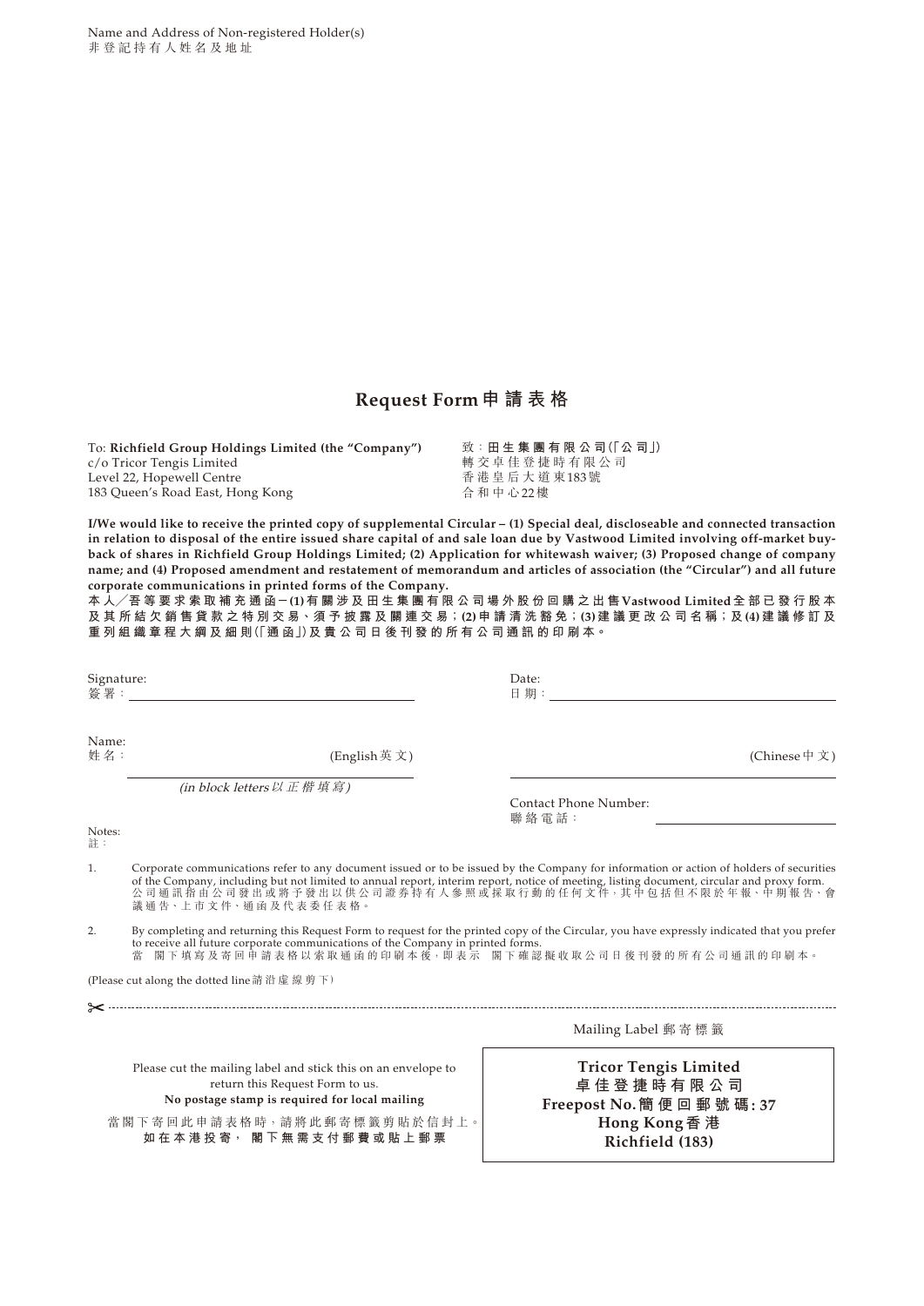Name and Address of Non-registered Holder(s)
非登記持有人姓名及地址

# Request Form 申請表格

To: **Richfield Group Holdings Limited (the "Company")**
c/o Tricor Tengis Limited
Level 22, Hopewell Centre
183 Queen's Road East, Hong Kong

致：**田生集團有限公司(「公司」)**
轉交卓佳登捷時有限公司
香港皇后大道東183號
合和中心22樓

**I/We would like to receive the printed copy of supplemental Circular – (1) Special deal, discloseable and connected transaction in relation to disposal of the entire issued share capital of and sale loan due by Vastwood Limited involving off-market buy-back of shares in Richfield Group Holdings Limited; (2) Application for whitewash waiver; (3) Proposed change of company name; and (4) Proposed amendment and restatement of memorandum and articles of association (the "Circular") and all future corporate communications in printed forms of the Company.**

**本人／吾等要求索取補充通函－(1)有關涉及田生集團有限公司場外股份回購之出售Vastwood Limited全部已發行股本及其所結欠銷售貸款之特別交易、須予披露及關連交易；(2)申請清洗豁免；(3)建議更改公司名稱；及(4)建議修訂及重列組織章程大綱及細則(「通函」)及貴公司日後刊發的所有公司通訊的印刷本。**

Signature:
簽署：______________________

Date:
日期：______________________

Name:
姓名：______________________ (English 英文) ______________________ (Chinese 中文)

*(in block letters 以正楷填寫)*

Contact Phone Number:
聯絡電話：______________________

Notes:
註：

1. Corporate communications refer to any document issued or to be issued by the Company for information or action of holders of securities of the Company, including but not limited to annual report, interim report, notice of meeting, listing document, circular and proxy form.
公司通訊指由公司發出或將予發出以供公司證券持有人參照或採取行動的任何文件，其中包括但不限於年報、中期報告、會議通告、上市文件、通函及代表委任表格。

2. By completing and returning this Request Form to request for the printed copy of the Circular, you have expressly indicated that you prefer to receive all future corporate communications of the Company in printed forms.
當 閣下填寫及寄回申請表格以索取通函的印刷本後，即表示 閣下確認擬收取公司日後刊發的所有公司通訊的印刷本。

(Please cut along the dotted line 請沿虛線剪下)

✂ ------------------------------------------------------------

Mailing Label 郵寄標籤

Please cut the mailing label and stick this on an envelope to return this Request Form to us.
**No postage stamp is required for local mailing**

當閣下寄回此申請表格時，請將此郵寄標籤剪貼於信封上。
**如在本港投寄， 閣下無需支付郵費或貼上郵票**

**Tricor Tengis Limited**
**卓佳登捷時有限公司**
**Freepost No. 簡便回郵號碼: 37**
**Hong Kong 香港**
**Richfield (183)**